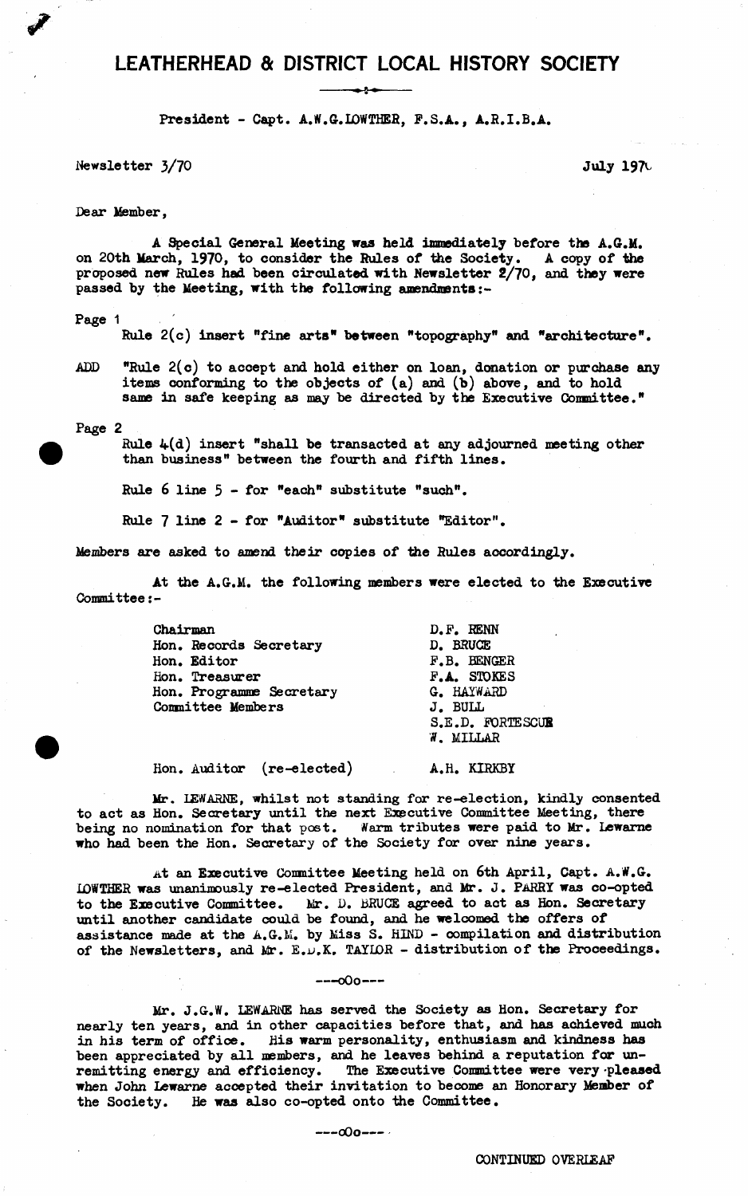# LEATHERHEAD & DISTRICT LOCAL HISTORY SOCIETY

President - Capt. A.W.G.LOWTHER, F.S.A., A.R.I.B.A.

Newsletter 3/70 July 1970

Dear Member,

A Special General Meeting was held immediately before the A.G.M. on 20th March, 1970, to consider the Rules of the Society. A copy of the proposed new Rules had been circulated with Newsletter 2/70, and they were passed by the Meeting, with the following amendments:-

Page 1

Rule 2(c) insert "fine arts" between "topography" and "architecture".

ADD "Rule 2(c) to accept and hold either on loan, donation or purchase any items conforming to the objects of (a) and (b) above, and to hold same in safe keeping as may be directed by the Executive Committee."

Page 2

Rule 4(d) insert "shall be transacted at any adjourned meeting other than business" between the fourth and fifth lines.

Rule 6 line 5 - for "each" substitute "such".

Rule 7 line 2 - for "Auditor" substitute "Editor".

Members are asked to amend their copies of the Rules accordingly.

At the A.G.M. the following members were elected to the Executive Committee:-

| | |
|---|---|
| Chairman | D.F. RENN |
| Hon. Records Secretary | D. BRUCE |
| Hon. Editor | F.B. BENGER |
| Hon. Treasurer | F.A. STOKES |
| Hon. Programme Secretary | G. HAYWARD |
| Committee Members | J. BULL |
| | S.E.D. FORTESCUE |
| | W. MILLAR |
| Hon. Auditor (re-elected) | A.H. KIRKBY |

Mr. LEWARNE, whilst not standing for re-election, kindly consented to act as Hon. Secretary until the next Executive Committee Meeting, there being no nomination for that post. Warm tributes were paid to Mr. Lewarne who had been the Hon. Secretary of the Society for over nine years.

At an Executive Committee Meeting held on 6th April, Capt. A.W.G. LOWTHER was unanimously re-elected President, and Mr. J. PARRY was co-opted to the Executive Committee. Mr. D. BRUCE agreed to act as Hon. Secretary until another candidate could be found, and he welcomed the offers of assistance made at the A.G.M. by Miss S. HIND - compilation and distribution of the Newsletters, and Mr. E.D.K. TAYLOR - distribution of the Proceedings.

---oOo---

Mr. J.G.W. LEWARNE has served the Society as Hon. Secretary for nearly ten years, and in other capacities before that, and has achieved much in his term of office. His warm personality, enthusiasm and kindness has been appreciated by all members, and he leaves behind a reputation for unremitting energy and efficiency. The Executive Committee were very pleased when John Lewarne accepted their invitation to become an Honorary Member of the Society. He was also co-opted onto the Committee.

---oOo---

CONTINUED OVERLEAF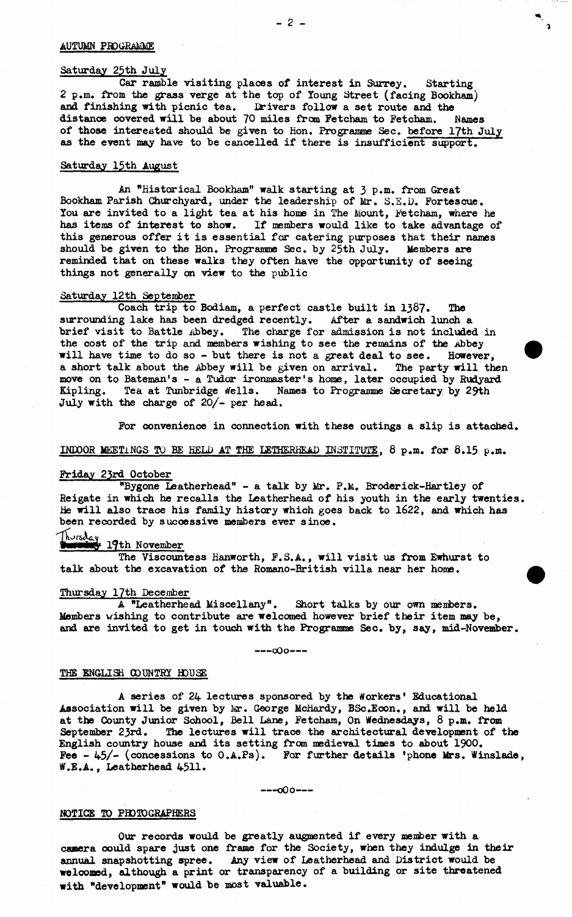## AUTUMN PROGRAMME

### Saturday 25th July

Car ramble visiting places of interest in Surrey. Starting 2 p.m. from the grass verge at the top of Young Street (facing Bookham) and finishing with picnic tea. Drivers follow a set route and the distance covered will be about 70 miles from Fetcham to Fetcham. Names of those interested should be given to Hon. Programme Sec. before 17th July as the event may have to be cancelled if there is insufficient support.

### Saturday 15th August

An "Historical Bookham" walk starting at 3 p.m. from Great Bookham Parish Churchyard, under the leadership of Mr. S.E.D. Fortescue. You are invited to a light tea at his home in The Mount, Fetcham, where he has items of interest to show. If members would like to take advantage of this generous offer it is essential for catering purposes that their names should be given to the Hon. Programme Sec. by 25th July. Members are reminded that on these walks they often have the opportunity of seeing things not generally on view to the public

### Saturday 12th September

Coach trip to Bodiam, a perfect castle built in 1387. The surrounding lake has been dredged recently. After a sandwich lunch a brief visit to Battle Abbey. The charge for admission is not included in the cost of the trip and members wishing to see the remains of the Abbey will have time to do so - but there is not a great deal to see. However, a short talk about the Abbey will be given on arrival. The party will then move on to Bateman's - a Tudor ironmaster's home, later occupied by Rudyard Kipling. Tea at Tunbridge Wells. Names to Programme Secretary by 29th July with the charge of 20/- per head.

For convenience in connection with these outings a slip is attached.

## INDOOR MEETINGS TO BE HELD AT THE LETHERHEAD INSTITUTE, 8 p.m. for 8.15 p.m.

### Friday 23rd October

"Bygone Leatherhead" - a talk by Mr. P.M. Broderick-Hartley of Reigate in which he recalls the Leatherhead of his youth in the early twenties. He will also trace his family history which goes back to 1622, and which has been recorded by successive members ever since.

### ~~Tuesday~~ Thursday 19th November

The Viscountess Hanworth, F.S.A., will visit us from Ewhurst to talk about the excavation of the Romano-British villa near her home.

### Thursday 17th December

A "Leatherhead Miscellany". Short talks by our own members. Members wishing to contribute are welcomed however brief their item may be, and are invited to get in touch with the Programme Sec. by, say, mid-November.

---oOo---

## THE ENGLISH COUNTRY HOUSE

A series of 24 lectures sponsored by the Workers' Educational Association will be given by Mr. George McHardy, BSc.Econ., and will be held at the County Junior School, Bell Lane, Fetcham, On Wednesdays, 8 p.m. from September 23rd. The lectures will trace the architectural development of the English country house and its setting from medieval times to about 1900. Fee - 45/- (concessions to O.A.Ps). For further details 'phone Mrs. Winslade, W.E.A., Leatherhead 4511.

---oOo---

## NOTICE TO PHOTOGRAPHERS

Our records would be greatly augmented if every member with a camera could spare just one frame for the Society, when they indulge in their annual snapshotting spree. Any view of Leatherhead and District would be welcomed, although a print or transparency of a building or site threatened with "development" would be most valuable.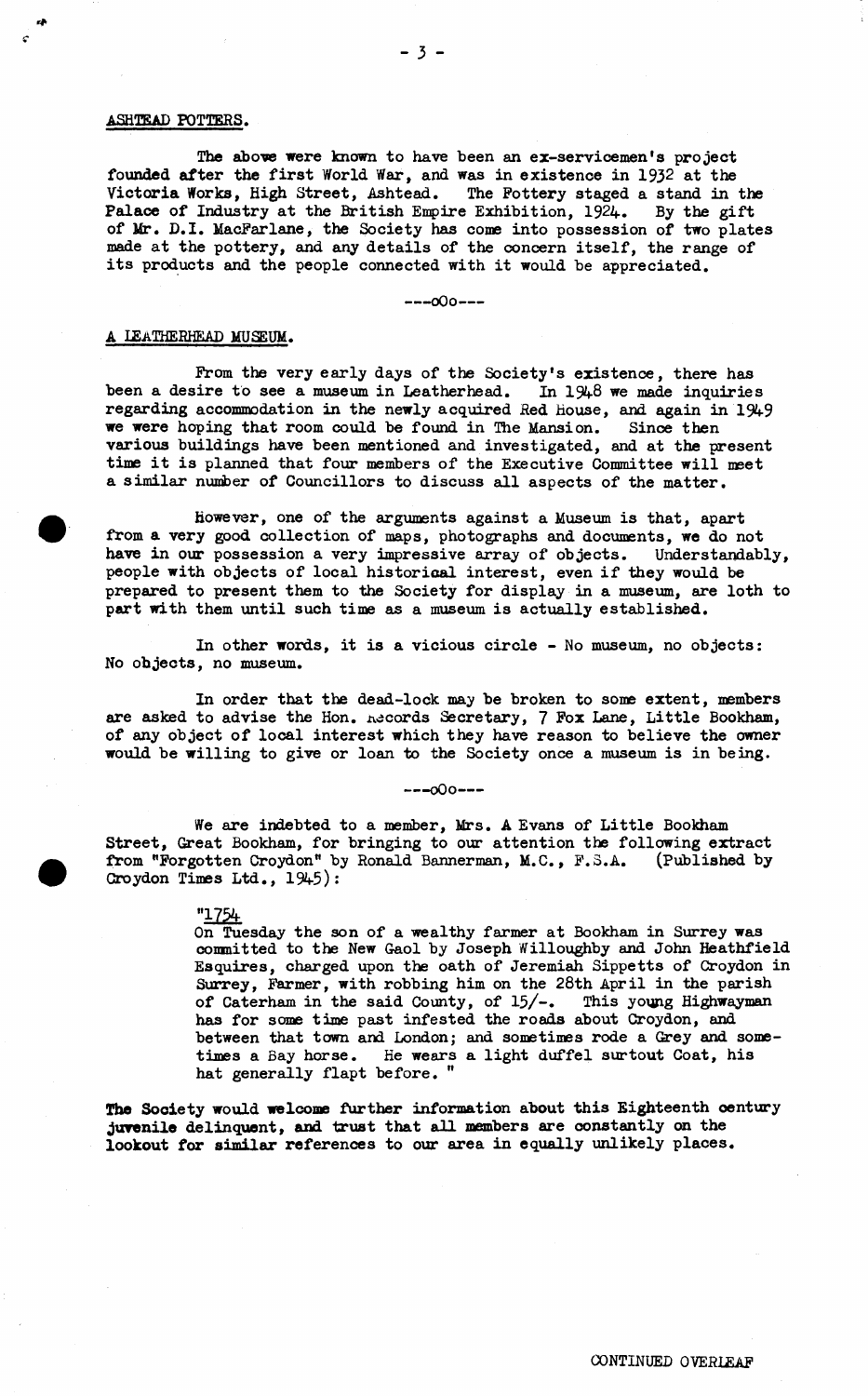## ASHTEAD POTTERS.

The above were known to have been an ex-servicemen's project founded after the first World War, and was in existence in 1932 at the Victoria Works, High Street, Ashtead. The Pottery staged a stand in the Palace of Industry at the British Empire Exhibition, 1924. By the gift of Mr. D.I. MacFarlane, the Society has come into possession of two plates made at the pottery, and any details of the concern itself, the range of its products and the people connected with it would be appreciated.

---oOo---

## A LEATHERHEAD MUSEUM.

From the very early days of the Society's existence, there has been a desire to see a museum in Leatherhead. In 1948 we made inquiries regarding accommodation in the newly acquired Red House, and again in 1949 we were hoping that room could be found in The Mansion. Since then various buildings have been mentioned and investigated, and at the present time it is planned that four members of the Executive Committee will meet a similar number of Councillors to discuss all aspects of the matter.

However, one of the arguments against a Museum is that, apart from a very good collection of maps, photographs and documents, we do not have in our possession a very impressive array of objects. Understandably, people with objects of local historical interest, even if they would be prepared to present them to the Society for display in a museum, are loth to part with them until such time as a museum is actually established.

In other words, it is a vicious circle - No museum, no objects: No objects, no museum.

In order that the dead-lock may be broken to some extent, members are asked to advise the Hon. Records Secretary, 7 Fox Lane, Little Bookham, of any object of local interest which they have reason to believe the owner would be willing to give or loan to the Society once a museum is in being.

---oOo---

We are indebted to a member, Mrs. A Evans of Little Bookham Street, Great Bookham, for bringing to our attention the following extract from "Forgotten Croydon" by Ronald Bannerman, M.C., F.S.A. (Published by Croydon Times Ltd., 1945):

> "1754
>
> On Tuesday the son of a wealthy farmer at Bookham in Surrey was committed to the New Gaol by Joseph Willoughby and John Heathfield Esquires, charged upon the oath of Jeremiah Sippetts of Croydon in Surrey, Farmer, with robbing him on the 28th April in the parish of Caterham in the said County, of 15/-. This young Highwayman has for some time past infested the roads about Croydon, and between that town and London; and sometimes rode a Grey and sometimes a Bay horse. He wears a light duffel surtout Coat, his hat generally flapt before. "

**The Society would welcome further information about this Eighteenth century juvenile delinquent, and trust that all members are constantly on the lookout for similar references to our area in equally unlikely places.**

CONTINUED OVERLEAF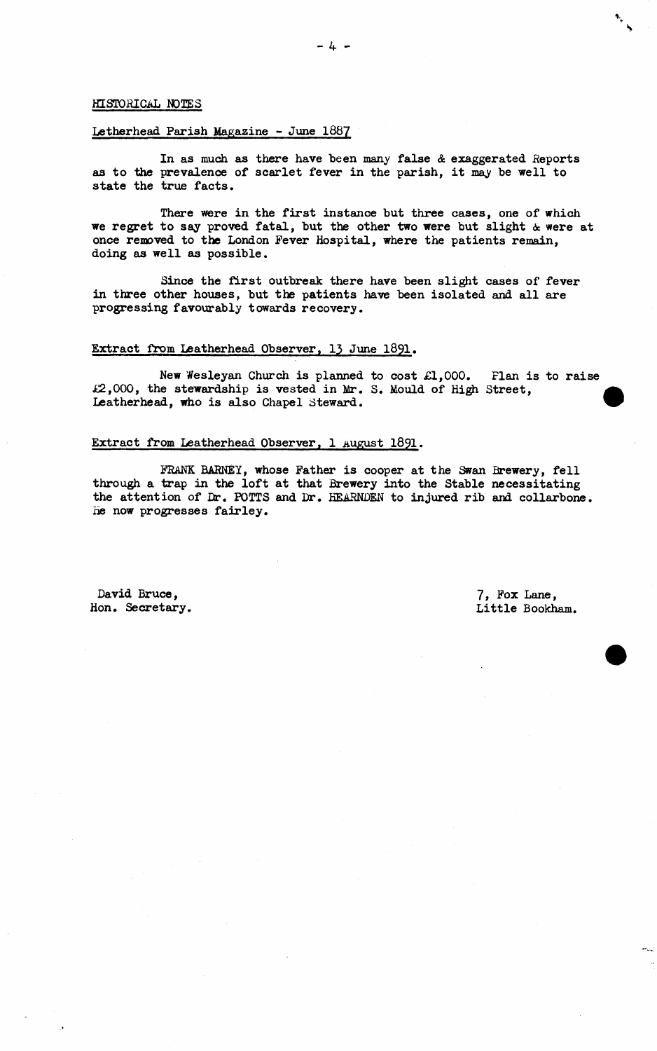HISTORICAL NOTES

Letherhead Parish Magazine - June 1887

In as much as there have been many false & exaggerated Reports as to the prevalence of scarlet fever in the parish, it may be well to state the true facts.

There were in the first instance but three cases, one of which we regret to say proved fatal, but the other two were but slight & were at once removed to the London Fever Hospital, where the patients remain, doing as well as possible.

Since the first outbreak there have been slight cases of fever in three other houses, but the patients have been isolated and all are progressing favourably towards recovery.

Extract from Leatherhead Observer, 13 June 1891.

New Wesleyan Church is planned to cost £1,000. Plan is to raise £2,000, the stewardship is vested in Mr. S. Mould of High Street, Leatherhead, who is also Chapel Steward.

Extract from Leatherhead Observer, 1 August 1891.

FRANK BARNEY, whose Father is cooper at the Swan Brewery, fell through a trap in the loft at that Brewery into the Stable necessitating the attention of Dr. POTTS and Dr. HEARNDEN to injured rib and collarbone. He now progresses fairley.

David Bruce,
Hon. Secretary.

7, Fox Lane,
Little Bookham.